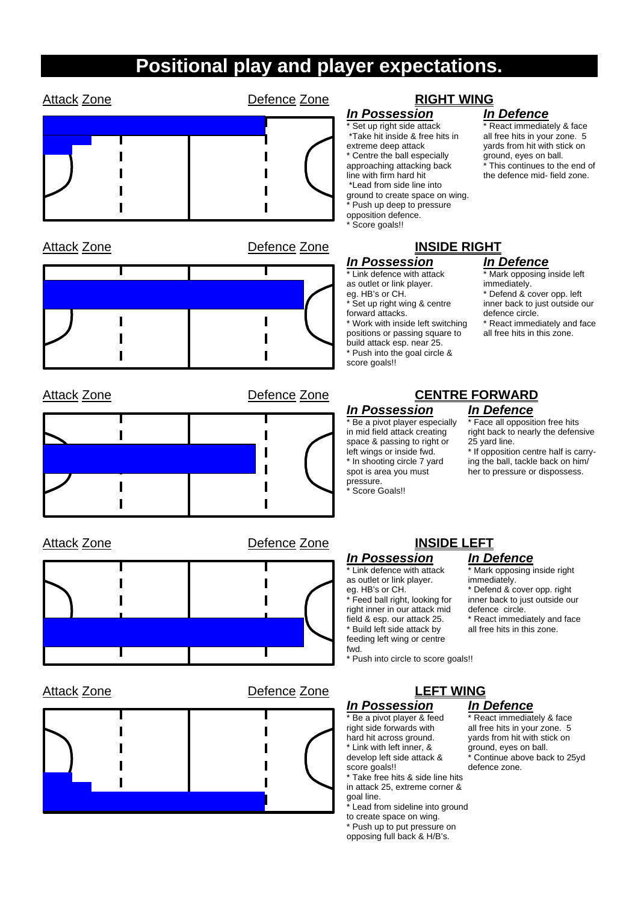# Positional play and player expectations.

Attack Zone Defence Zone

## RIGHT WING

### *In Possession*

* Set up right side attack
* Take hit inside & free hits in extreme deep attack
* Centre the ball especially approaching attacking back line with firm hard hit
* Lead from side line into ground to create space on wing.
* Push up deep to pressure opposition defence.
* Score goals!!

### *In Defence*

* React immediately & face all free hits in your zone. 5 yards from hit with stick on ground, eyes on ball.
* This continues to the end of the defence mid- field zone.

Attack Zone Defence Zone

## INSIDE RIGHT

### *In Possession*

* Link defence with attack as outlet or link player. eg. HB's or CH.
* Set up right wing & centre forward attacks.
* Work with inside left switching positions or passing square to build attack esp. near 25.
* Push into the goal circle & score goals!!

### *In Defence*

* Mark opposing inside left immediately.
* Defend & cover opp. left inner back to just outside our defence circle.
* React immediately and face all free hits in this zone.

Attack Zone Defence Zone

## CENTRE FORWARD

### *In Possession*

* Be a pivot player especially in mid field attack creating space & passing to right or left wings or inside fwd.
* In shooting circle 7 yard spot is area you must pressure.
* Score Goals!!

### *In Defence*

* Face all opposition free hits right back to nearly the defensive 25 yard line.
* If opposition centre half is carrying the ball, tackle back on him/ her to pressure or dispossess.

Attack Zone Defence Zone

## INSIDE LEFT

### *In Possession*

* Link defence with attack as outlet or link player. eg. HB's or CH.
* Feed ball right, looking for right inner in our attack mid field & esp. our attack 25.
* Build left side attack by feeding left wing or centre fwd.
* Push into circle to score goals!!

### *In Defence*

* Mark opposing inside right immediately.
* Defend & cover opp. right inner back to just outside our defence circle.
* React immediately and face all free hits in this zone.

Attack Zone Defence Zone

## LEFT WING

### *In Possession*

* Be a pivot player & feed right side forwards with hard hit across ground.
* Link with left inner, & develop left side attack & score goals!!
* Take free hits & side line hits in attack 25, extreme corner & goal line.
* Lead from sideline into ground to create space on wing.
* Push up to put pressure on opposing full back & H/B's.

### *In Defence*

* React immediately & face all free hits in your zone. 5 yards from hit with stick on ground, eyes on ball.
* Continue above back to 25yd defence zone.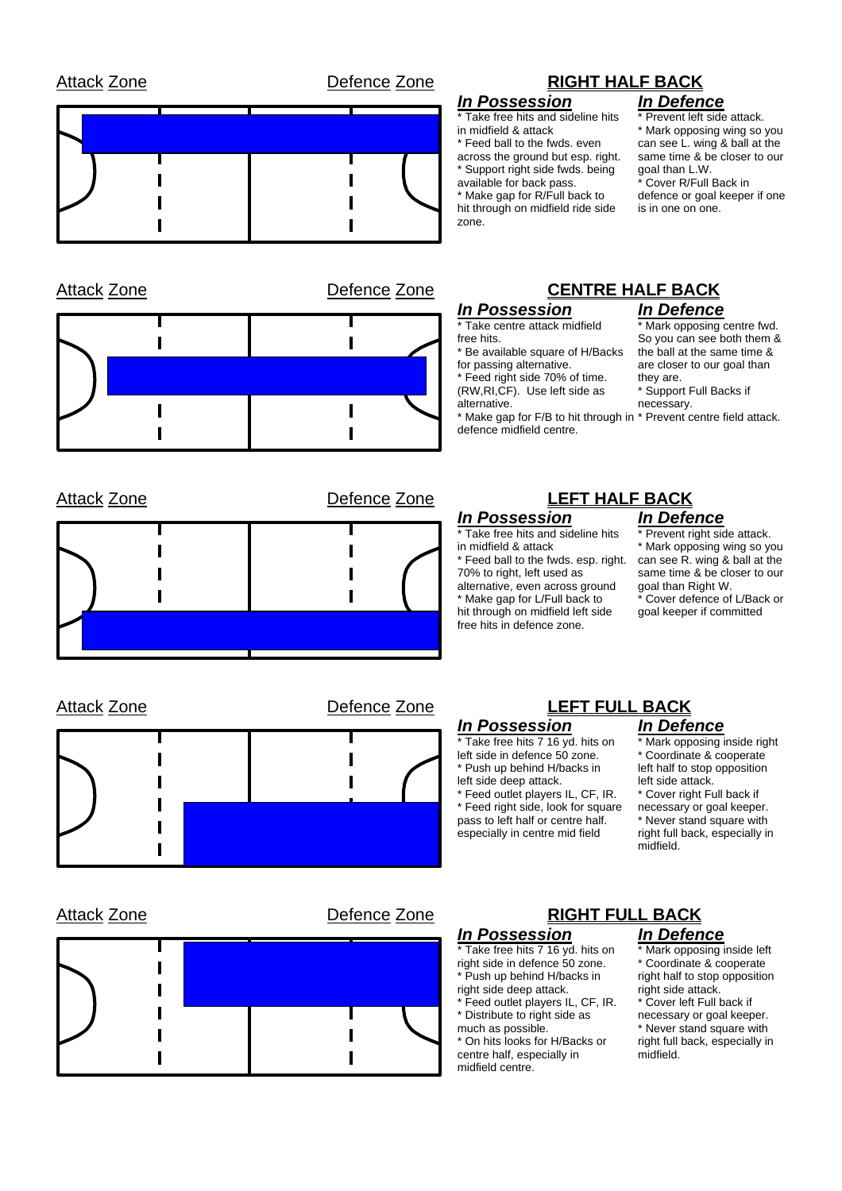Attack Zone Defence Zone

## RIGHT HALF BACK

### *In Possession*

* Take free hits and sideline hits in midfield & attack
* Feed ball to the fwds. even across the ground but esp. right.
* Support right side fwds. being available for back pass.
* Make gap for R/Full back to hit through on midfield ride side zone.

### *In Defence*

* Prevent left side attack.
* Mark opposing wing so you can see L. wing & ball at the same time & be closer to our goal than L.W.
* Cover R/Full Back in defence or goal keeper if one is in one on one.

Attack Zone Defence Zone

## CENTRE HALF BACK

### *In Possession*

* Take centre attack midfield free hits.
* Be available square of H/Backs for passing alternative.
* Feed right side 70% of time. (RW,RI,CF). Use left side as alternative.
* Make gap for F/B to hit through in defence midfield centre.

### *In Defence*

* Mark opposing centre fwd. So you can see both them & the ball at the same time & are closer to our goal than they are.
* Support Full Backs if necessary.
* Prevent centre field attack.

Attack Zone Defence Zone

## LEFT HALF BACK

### *In Possession*

* Take free hits and sideline hits in midfield & attack
* Feed ball to the fwds. esp. right. 70% to right, left used as alternative, even across ground
* Make gap for L/Full back to hit through on midfield left side free hits in defence zone.

### *In Defence*

* Prevent right side attack.
* Mark opposing wing so you can see R. wing & ball at the same time & be closer to our goal than Right W.
* Cover defence of L/Back or goal keeper if committed

Attack Zone Defence Zone

## LEFT FULL BACK

### *In Possession*

* Take free hits 7 16 yd. hits on left side in defence 50 zone.
* Push up behind H/backs in left side deep attack.
* Feed outlet players IL, CF, IR.
* Feed right side, look for square pass to left half or centre half. especially in centre mid field

### *In Defence*

* Mark opposing inside right
* Coordinate & cooperate left half to stop opposition left side attack.
* Cover right Full back if necessary or goal keeper.
* Never stand square with right full back, especially in midfield.

Attack Zone Defence Zone

## RIGHT FULL BACK

### *In Possession*

* Take free hits 7 16 yd. hits on right side in defence 50 zone.
* Push up behind H/backs in right side deep attack.
* Feed outlet players IL, CF, IR.
* Distribute to right side as much as possible.
* On hits looks for H/Backs or centre half, especially in midfield centre.

### *In Defence*

* Mark opposing inside left
* Coordinate & cooperate right half to stop opposition right side attack.
* Cover left Full back if necessary or goal keeper.
* Never stand square with right full back, especially in midfield.